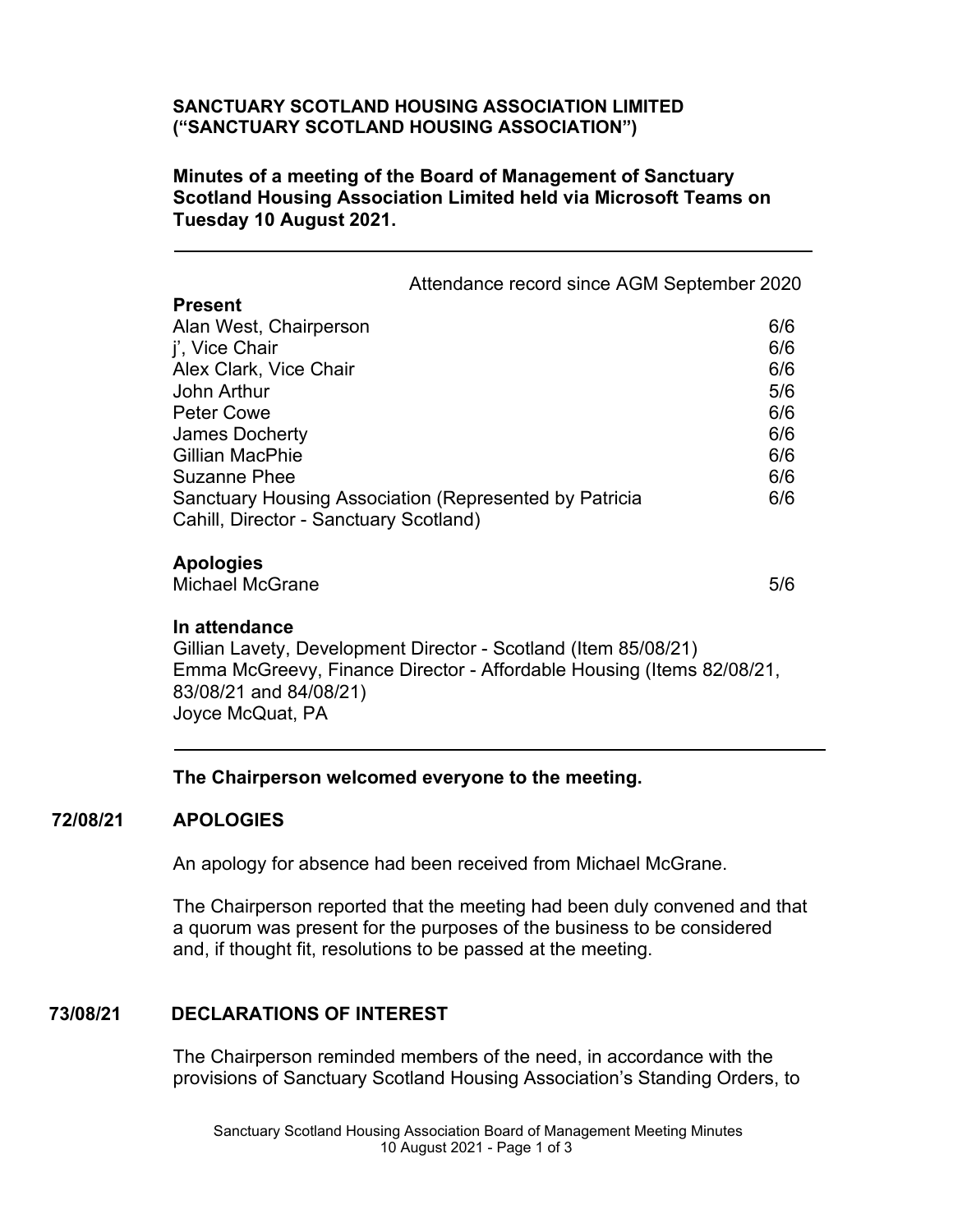**SANCTUARY SCOTLAND HOUSING ASSOCIATION LIMITED (“SANCTUARY SCOTLAND HOUSING ASSOCIATION”)**

**Minutes of a meeting of the Board of Management of Sanctuary Scotland Housing Association Limited held via Microsoft Teams on Tuesday 10 August 2021.**

---

| | Attendance record since AGM September 2020 |
|---|---|
| **Present** | |
| Alan West, Chairperson | 6/6 |
| j’, Vice Chair | 6/6 |
| Alex Clark, Vice Chair | 6/6 |
| John Arthur | 5/6 |
| Peter Cowe | 6/6 |
| James Docherty | 6/6 |
| Gillian MacPhie | 6/6 |
| Suzanne Phee | 6/6 |
| Sanctuary Housing Association (Represented by Patricia Cahill, Director - Sanctuary Scotland) | 6/6 |
| **Apologies** | |
| Michael McGrane | 5/6 |

**In attendance**

Gillian Lavety, Development Director - Scotland (Item 85/08/21)
Emma McGreevy, Finance Director - Affordable Housing (Items 82/08/21, 83/08/21 and 84/08/21)
Joyce McQuat, PA

---

**The Chairperson welcomed everyone to the meeting.**

**72/08/21 APOLOGIES**

An apology for absence had been received from Michael McGrane.

The Chairperson reported that the meeting had been duly convened and that a quorum was present for the purposes of the business to be considered and, if thought fit, resolutions to be passed at the meeting.

**73/08/21 DECLARATIONS OF INTEREST**

The Chairperson reminded members of the need, in accordance with the provisions of Sanctuary Scotland Housing Association’s Standing Orders, to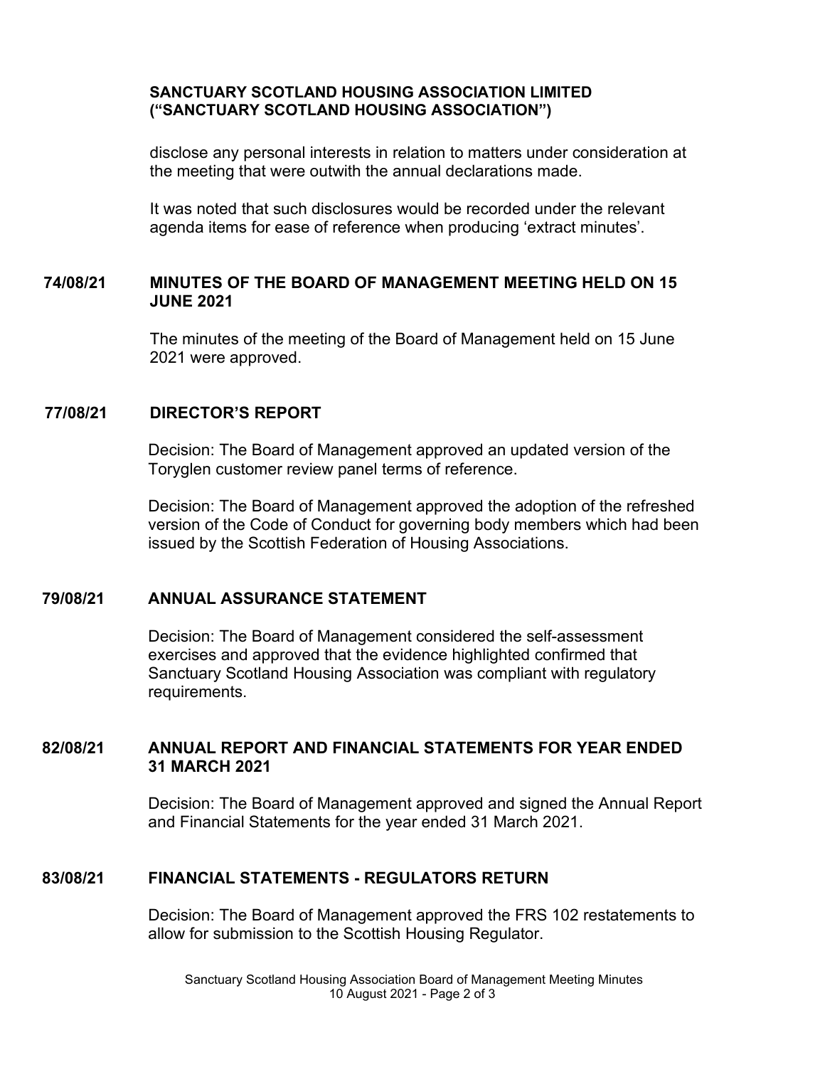**SANCTUARY SCOTLAND HOUSING ASSOCIATION LIMITED ("SANCTUARY SCOTLAND HOUSING ASSOCIATION")**

disclose any personal interests in relation to matters under consideration at the meeting that were outwith the annual declarations made.

It was noted that such disclosures would be recorded under the relevant agenda items for ease of reference when producing 'extract minutes'.

**74/08/21 MINUTES OF THE BOARD OF MANAGEMENT MEETING HELD ON 15 JUNE 2021**

The minutes of the meeting of the Board of Management held on 15 June 2021 were approved.

**77/08/21 DIRECTOR'S REPORT**

Decision: The Board of Management approved an updated version of the Toryglen customer review panel terms of reference.

Decision: The Board of Management approved the adoption of the refreshed version of the Code of Conduct for governing body members which had been issued by the Scottish Federation of Housing Associations.

**79/08/21 ANNUAL ASSURANCE STATEMENT**

Decision: The Board of Management considered the self-assessment exercises and approved that the evidence highlighted confirmed that Sanctuary Scotland Housing Association was compliant with regulatory requirements.

**82/08/21 ANNUAL REPORT AND FINANCIAL STATEMENTS FOR YEAR ENDED 31 MARCH 2021**

Decision: The Board of Management approved and signed the Annual Report and Financial Statements for the year ended 31 March 2021.

**83/08/21 FINANCIAL STATEMENTS - REGULATORS RETURN**

Decision: The Board of Management approved the FRS 102 restatements to allow for submission to the Scottish Housing Regulator.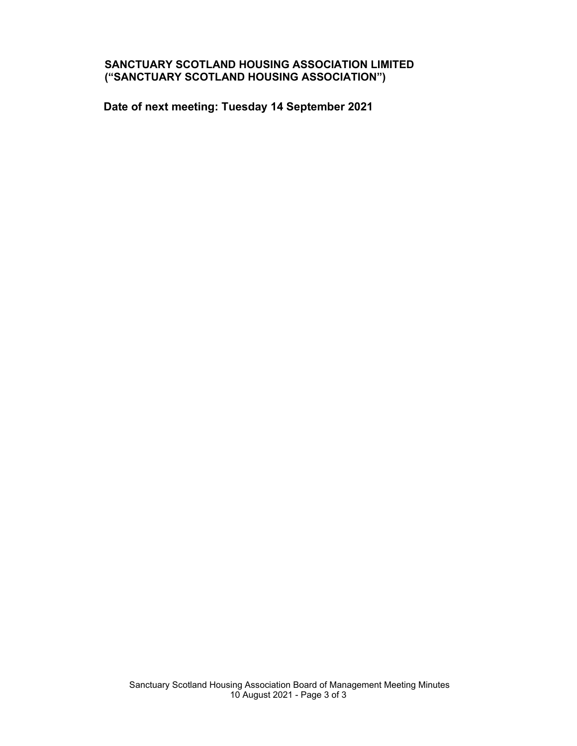**SANCTUARY SCOTLAND HOUSING ASSOCIATION LIMITED**
**("SANCTUARY SCOTLAND HOUSING ASSOCIATION")**

**Date of next meeting: Tuesday 14 September 2021**